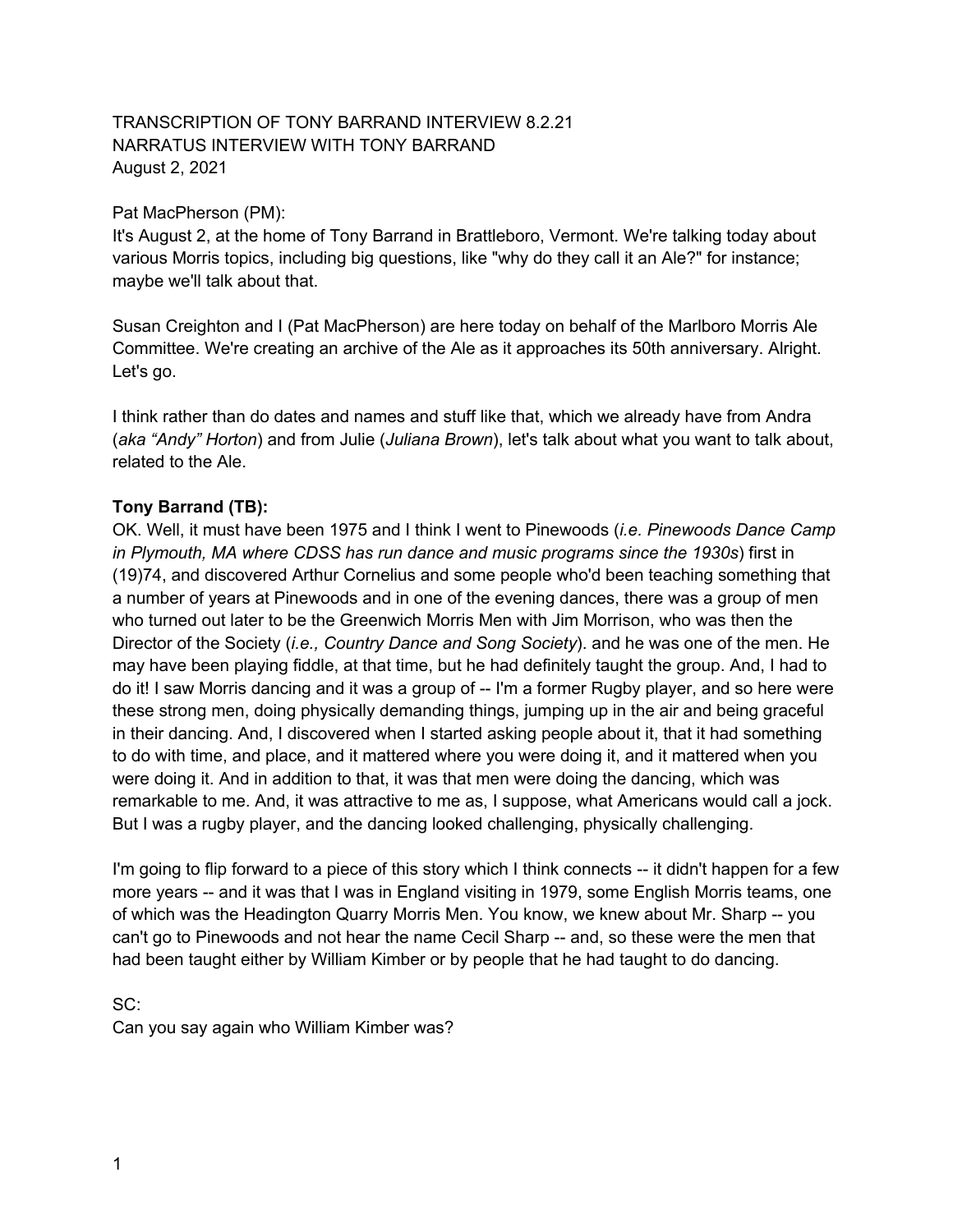TRANSCRIPTION OF TONY BARRAND INTERVIEW 8.2.21
NARRATUS INTERVIEW WITH TONY BARRAND
August 2, 2021

Pat MacPherson (PM):
It's August 2, at the home of Tony Barrand in Brattleboro, Vermont. We're talking today about various Morris topics, including big questions, like "why do they call it an Ale?" for instance; maybe we'll talk about that.

Susan Creighton and I (Pat MacPherson) are here today on behalf of the Marlboro Morris Ale Committee. We're creating an archive of the Ale as it approaches its 50th anniversary. Alright. Let's go.

I think rather than do dates and names and stuff like that, which we already have from Andra (*aka "Andy" Horton*) and from Julie (*Juliana Brown*), let's talk about what you want to talk about, related to the Ale.

**Tony Barrand (TB):**
OK. Well, it must have been 1975 and I think I went to Pinewoods (*i.e. Pinewoods Dance Camp in Plymouth, MA where CDSS has run dance and music programs since the 1930s*) first in (19)74, and discovered Arthur Cornelius and some people who'd been teaching something that a number of years at Pinewoods and in one of the evening dances, there was a group of men who turned out later to be the Greenwich Morris Men with Jim Morrison, who was then the Director of the Society (*i.e., Country Dance and Song Society*). and he was one of the men. He may have been playing fiddle, at that time, but he had definitely taught the group. And, I had to do it! I saw Morris dancing and it was a group of -- I'm a former Rugby player, and so here were these strong men, doing physically demanding things, jumping up in the air and being graceful in their dancing. And, I discovered when I started asking people about it, that it had something to do with time, and place, and it mattered where you were doing it, and it mattered when you were doing it. And in addition to that, it was that men were doing the dancing, which was remarkable to me. And, it was attractive to me as, I suppose, what Americans would call a jock. But I was a rugby player, and the dancing looked challenging, physically challenging.

I'm going to flip forward to a piece of this story which I think connects -- it didn't happen for a few more years -- and it was that I was in England visiting in 1979, some English Morris teams, one of which was the Headington Quarry Morris Men. You know, we knew about Mr. Sharp -- you can't go to Pinewoods and not hear the name Cecil Sharp -- and, so these were the men that had been taught either by William Kimber or by people that he had taught to do dancing.

SC:
Can you say again who William Kimber was?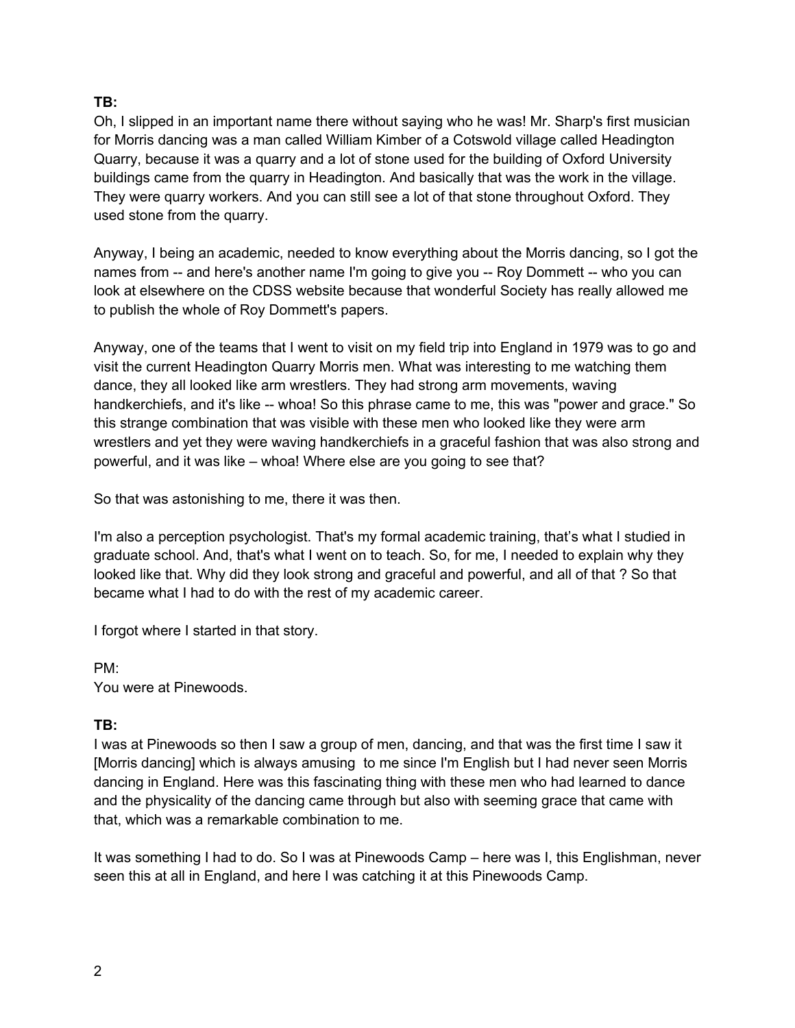**TB:**
Oh, I slipped in an important name there without saying who he was! Mr. Sharp's first musician for Morris dancing was a man called William Kimber of a Cotswold village called Headington Quarry, because it was a quarry and a lot of stone used for the building of Oxford University buildings came from the quarry in Headington. And basically that was the work in the village. They were quarry workers. And you can still see a lot of that stone throughout Oxford. They used stone from the quarry.

Anyway, I being an academic, needed to know everything about the Morris dancing, so I got the names from -- and here's another name I'm going to give you -- Roy Dommett -- who you can look at elsewhere on the CDSS website because that wonderful Society has really allowed me to publish the whole of Roy Dommett's papers.

Anyway, one of the teams that I went to visit on my field trip into England in 1979 was to go and visit the current Headington Quarry Morris men. What was interesting to me watching them dance, they all looked like arm wrestlers. They had strong arm movements, waving handkerchiefs, and it's like -- whoa! So this phrase came to me, this was "power and grace." So this strange combination that was visible with these men who looked like they were arm wrestlers and yet they were waving handkerchiefs in a graceful fashion that was also strong and powerful, and it was like – whoa! Where else are you going to see that?

So that was astonishing to me, there it was then.

I'm also a perception psychologist. That's my formal academic training, that's what I studied in graduate school. And, that's what I went on to teach. So, for me, I needed to explain why they looked like that. Why did they look strong and graceful and powerful, and all of that ? So that became what I had to do with the rest of my academic career.

I forgot where I started in that story.

PM:
You were at Pinewoods.

**TB:**
I was at Pinewoods so then I saw a group of men, dancing, and that was the first time I saw it [Morris dancing] which is always amusing to me since I'm English but I had never seen Morris dancing in England. Here was this fascinating thing with these men who had learned to dance and the physicality of the dancing came through but also with seeming grace that came with that, which was a remarkable combination to me.

It was something I had to do. So I was at Pinewoods Camp – here was I, this Englishman, never seen this at all in England, and here I was catching it at this Pinewoods Camp.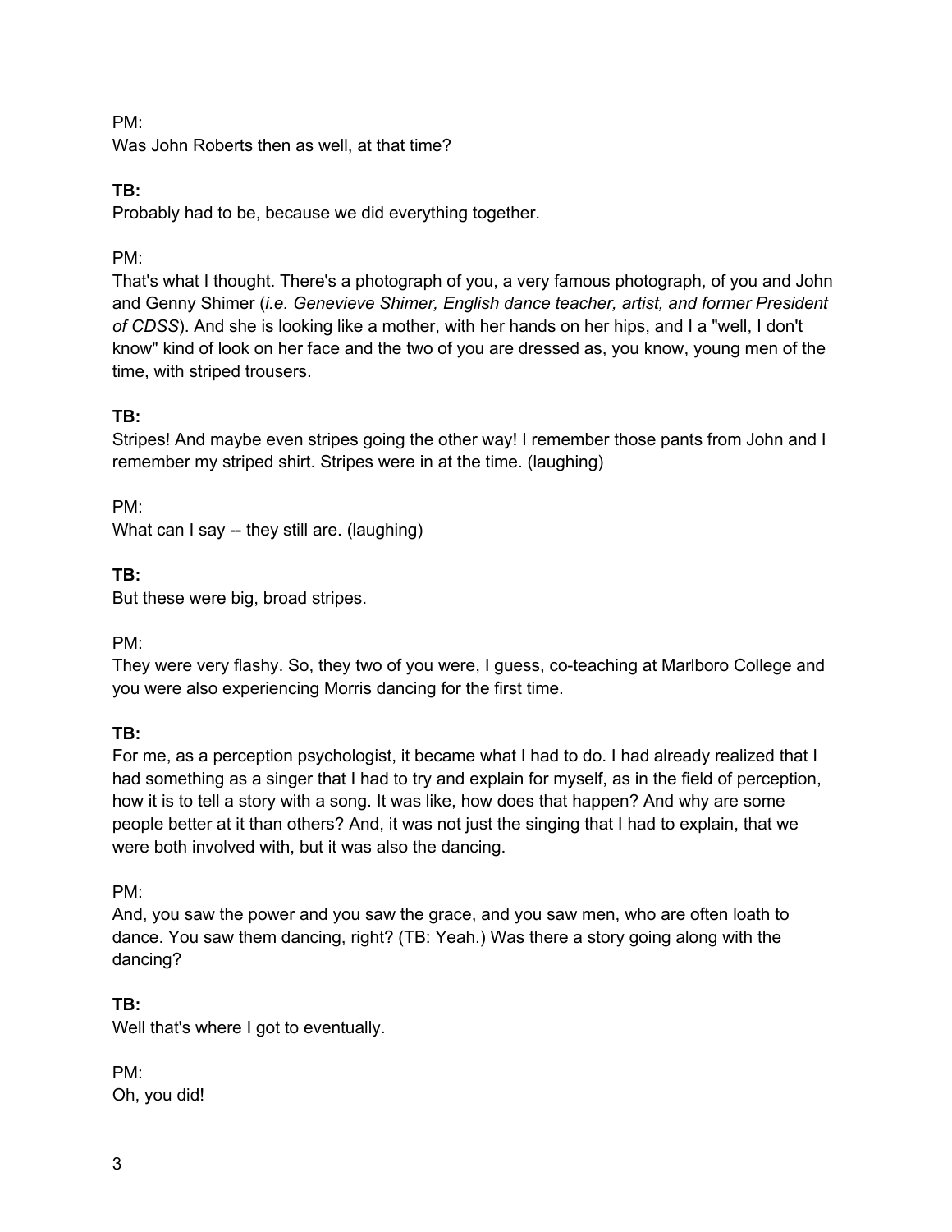PM:
Was John Roberts then as well, at that time?

**TB:**
Probably had to be, because we did everything together.

PM:
That's what I thought. There's a photograph of you, a very famous photograph, of you and John and Genny Shimer (*i.e. Genevieve Shimer, English dance teacher, artist, and former President of CDSS*). And she is looking like a mother, with her hands on her hips, and I a "well, I don't know" kind of look on her face and the two of you are dressed as, you know, young men of the time, with striped trousers.

**TB:**
Stripes! And maybe even stripes going the other way! I remember those pants from John and I remember my striped shirt. Stripes were in at the time. (laughing)

PM:
What can I say -- they still are. (laughing)

**TB:**
But these were big, broad stripes.

PM:
They were very flashy. So, they two of you were, I guess, co-teaching at Marlboro College and you were also experiencing Morris dancing for the first time.

**TB:**
For me, as a perception psychologist, it became what I had to do. I had already realized that I had something as a singer that I had to try and explain for myself, as in the field of perception, how it is to tell a story with a song. It was like, how does that happen? And why are some people better at it than others? And, it was not just the singing that I had to explain, that we were both involved with, but it was also the dancing.

PM:
And, you saw the power and you saw the grace, and you saw men, who are often loath to dance. You saw them dancing, right? (TB: Yeah.) Was there a story going along with the dancing?

**TB:**
Well that's where I got to eventually.

PM:
Oh, you did!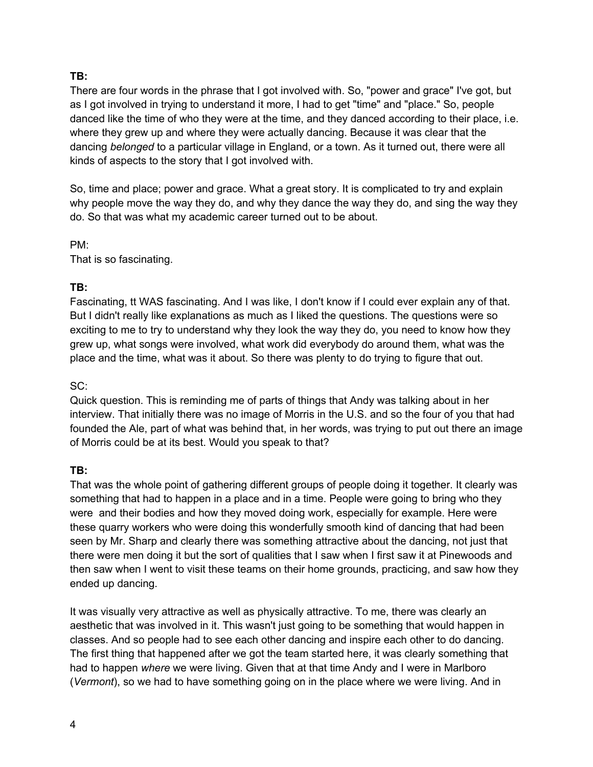**TB:**
There are four words in the phrase that I got involved with. So, "power and grace" I've got, but as I got involved in trying to understand it more, I had to get "time" and "place." So, people danced like the time of who they were at the time, and they danced according to their place, i.e. where they grew up and where they were actually dancing. Because it was clear that the dancing *belonged* to a particular village in England, or a town. As it turned out, there were all kinds of aspects to the story that I got involved with.

So, time and place; power and grace. What a great story. It is complicated to try and explain why people move the way they do, and why they dance the way they do, and sing the way they do. So that was what my academic career turned out to be about.

PM:
That is so fascinating.

**TB:**
Fascinating, tt WAS fascinating. And I was like, I don't know if I could ever explain any of that. But I didn't really like explanations as much as I liked the questions. The questions were so exciting to me to try to understand why they look the way they do, you need to know how they grew up, what songs were involved, what work did everybody do around them, what was the place and the time, what was it about. So there was plenty to do trying to figure that out.

SC:
Quick question. This is reminding me of parts of things that Andy was talking about in her interview. That initially there was no image of Morris in the U.S. and so the four of you that had founded the Ale, part of what was behind that, in her words, was trying to put out there an image of Morris could be at its best. Would you speak to that?

**TB:**
That was the whole point of gathering different groups of people doing it together. It clearly was something that had to happen in a place and in a time. People were going to bring who they were and their bodies and how they moved doing work, especially for example. Here were these quarry workers who were doing this wonderfully smooth kind of dancing that had been seen by Mr. Sharp and clearly there was something attractive about the dancing, not just that there were men doing it but the sort of qualities that I saw when I first saw it at Pinewoods and then saw when I went to visit these teams on their home grounds, practicing, and saw how they ended up dancing.

It was visually very attractive as well as physically attractive. To me, there was clearly an aesthetic that was involved in it. This wasn't just going to be something that would happen in classes. And so people had to see each other dancing and inspire each other to do dancing. The first thing that happened after we got the team started here, it was clearly something that had to happen *where* we were living. Given that at that time Andy and I were in Marlboro (*Vermont*), so we had to have something going on in the place where we were living. And in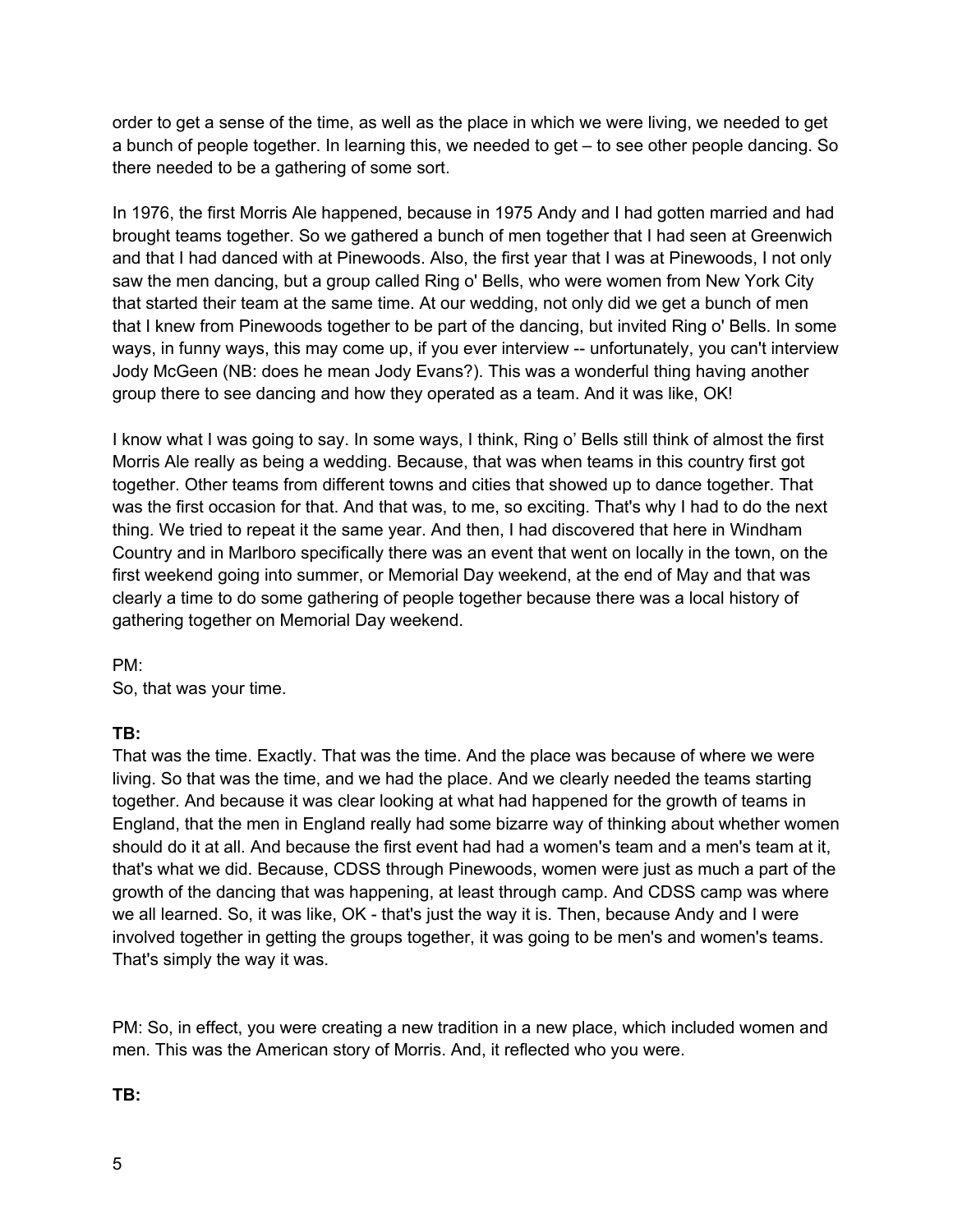order to get a sense of the time, as well as the place in which we were living, we needed to get a bunch of people together. In learning this, we needed to get – to see other people dancing. So there needed to be a gathering of some sort.

In 1976, the first Morris Ale happened, because in 1975 Andy and I had gotten married and had brought teams together. So we gathered a bunch of men together that I had seen at Greenwich and that I had danced with at Pinewoods. Also, the first year that I was at Pinewoods, I not only saw the men dancing, but a group called Ring o' Bells, who were women from New York City that started their team at the same time. At our wedding, not only did we get a bunch of men that I knew from Pinewoods together to be part of the dancing, but invited Ring o' Bells. In some ways, in funny ways, this may come up, if you ever interview -- unfortunately, you can't interview Jody McGeen (NB: does he mean Jody Evans?). This was a wonderful thing having another group there to see dancing and how they operated as a team. And it was like, OK!

I know what I was going to say. In some ways, I think, Ring o' Bells still think of almost the first Morris Ale really as being a wedding. Because, that was when teams in this country first got together. Other teams from different towns and cities that showed up to dance together. That was the first occasion for that. And that was, to me, so exciting. That's why I had to do the next thing. We tried to repeat it the same year. And then, I had discovered that here in Windham Country and in Marlboro specifically there was an event that went on locally in the town, on the first weekend going into summer, or Memorial Day weekend, at the end of May and that was clearly a time to do some gathering of people together because there was a local history of gathering together on Memorial Day weekend.

PM:
So, that was your time.

**TB:**
That was the time. Exactly. That was the time. And the place was because of where we were living. So that was the time, and we had the place. And we clearly needed the teams starting together. And because it was clear looking at what had happened for the growth of teams in England, that the men in England really had some bizarre way of thinking about whether women should do it at all. And because the first event had had a women's team and a men's team at it, that's what we did. Because, CDSS through Pinewoods, women were just as much a part of the growth of the dancing that was happening, at least through camp. And CDSS camp was where we all learned. So, it was like, OK - that's just the way it is. Then, because Andy and I were involved together in getting the groups together, it was going to be men's and women's teams. That's simply the way it was.

PM: So, in effect, you were creating a new tradition in a new place, which included women and men. This was the American story of Morris. And, it reflected who you were.

**TB:**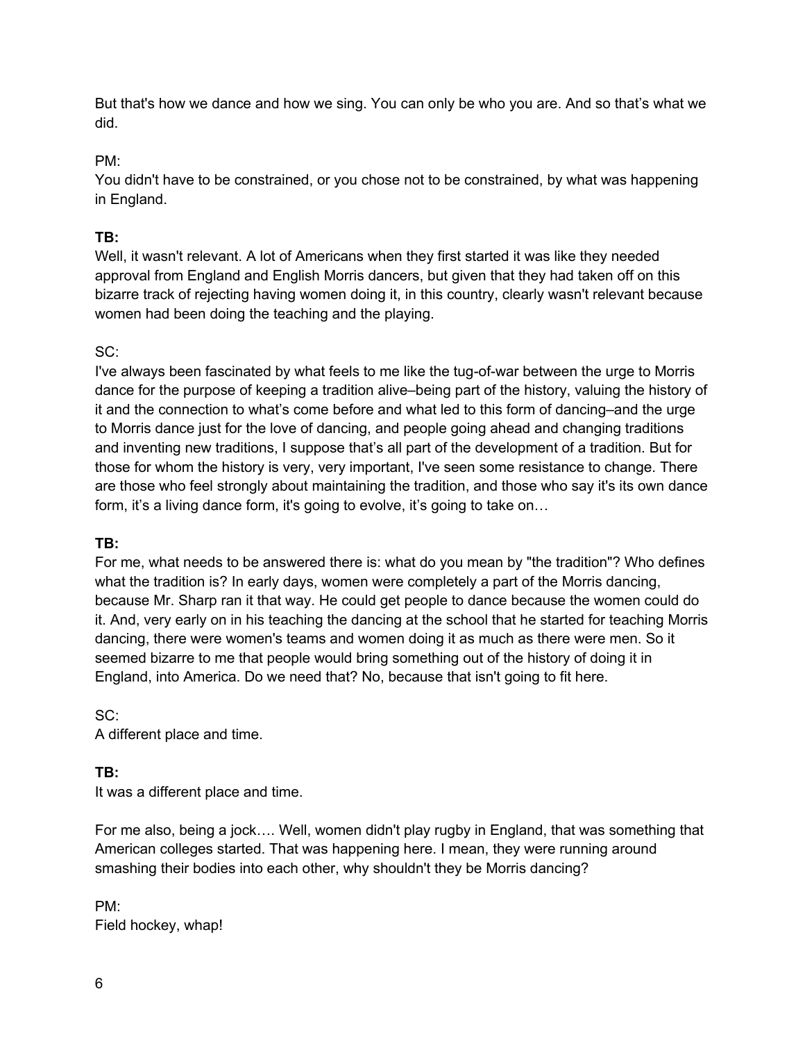But that's how we dance and how we sing. You can only be who you are. And so that's what we did.

PM:
You didn't have to be constrained, or you chose not to be constrained, by what was happening in England.

**TB:**
Well, it wasn't relevant. A lot of Americans when they first started it was like they needed approval from England and English Morris dancers, but given that they had taken off on this bizarre track of rejecting having women doing it, in this country, clearly wasn't relevant because women had been doing the teaching and the playing.

SC:
I've always been fascinated by what feels to me like the tug-of-war between the urge to Morris dance for the purpose of keeping a tradition alive–being part of the history, valuing the history of it and the connection to what's come before and what led to this form of dancing–and the urge to Morris dance just for the love of dancing, and people going ahead and changing traditions and inventing new traditions, I suppose that's all part of the development of a tradition. But for those for whom the history is very, very important, I've seen some resistance to change. There are those who feel strongly about maintaining the tradition, and those who say it's its own dance form, it's a living dance form, it's going to evolve, it's going to take on…

**TB:**
For me, what needs to be answered there is: what do you mean by "the tradition"? Who defines what the tradition is? In early days, women were completely a part of the Morris dancing, because Mr. Sharp ran it that way. He could get people to dance because the women could do it. And, very early on in his teaching the dancing at the school that he started for teaching Morris dancing, there were women's teams and women doing it as much as there were men. So it seemed bizarre to me that people would bring something out of the history of doing it in England, into America. Do we need that? No, because that isn't going to fit here.

SC:
A different place and time.

**TB:**
It was a different place and time.

For me also, being a jock…. Well, women didn't play rugby in England, that was something that American colleges started. That was happening here. I mean, they were running around smashing their bodies into each other, why shouldn't they be Morris dancing?

PM:
Field hockey, whap!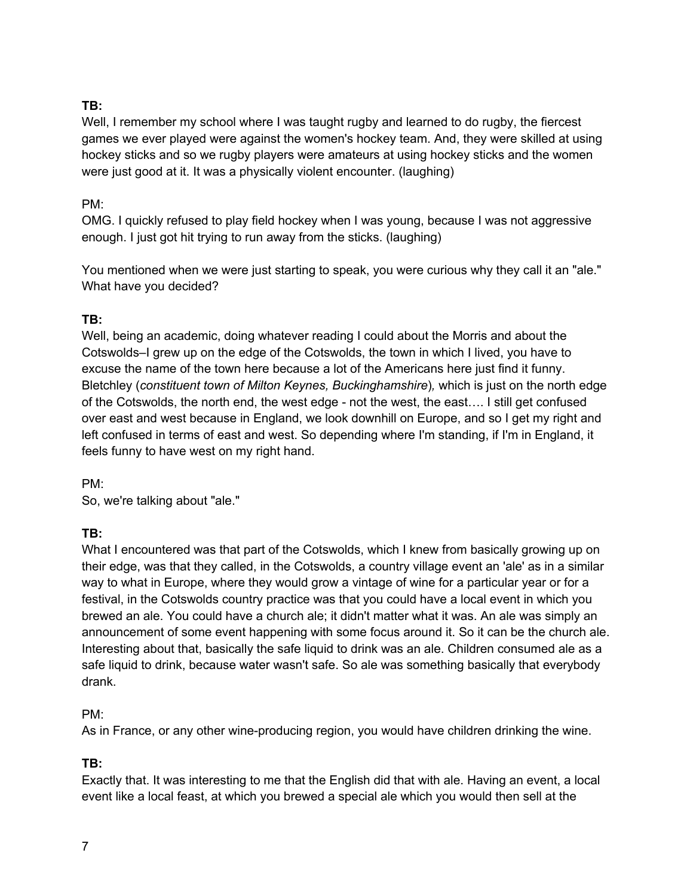**TB:**
Well, I remember my school where I was taught rugby and learned to do rugby, the fiercest games we ever played were against the women's hockey team. And, they were skilled at using hockey sticks and so we rugby players were amateurs at using hockey sticks and the women were just good at it. It was a physically violent encounter. (laughing)

PM:
OMG. I quickly refused to play field hockey when I was young, because I was not aggressive enough. I just got hit trying to run away from the sticks. (laughing)

You mentioned when we were just starting to speak, you were curious why they call it an "ale." What have you decided?

**TB:**
Well, being an academic, doing whatever reading I could about the Morris and about the Cotswolds–I grew up on the edge of the Cotswolds, the town in which I lived, you have to excuse the name of the town here because a lot of the Americans here just find it funny. Bletchley (*constituent town of Milton Keynes, Buckinghamshire*), which is just on the north edge of the Cotswolds, the north end, the west edge - not the west, the east…. I still get confused over east and west because in England, we look downhill on Europe, and so I get my right and left confused in terms of east and west. So depending where I'm standing, if I'm in England, it feels funny to have west on my right hand.

PM:
So, we're talking about "ale."

**TB:**
What I encountered was that part of the Cotswolds, which I knew from basically growing up on their edge, was that they called, in the Cotswolds, a country village event an 'ale' as in a similar way to what in Europe, where they would grow a vintage of wine for a particular year or for a festival, in the Cotswolds country practice was that you could have a local event in which you brewed an ale. You could have a church ale; it didn't matter what it was. An ale was simply an announcement of some event happening with some focus around it. So it can be the church ale. Interesting about that, basically the safe liquid to drink was an ale. Children consumed ale as a safe liquid to drink, because water wasn't safe. So ale was something basically that everybody drank.

PM:
As in France, or any other wine-producing region, you would have children drinking the wine.

**TB:**
Exactly that. It was interesting to me that the English did that with ale. Having an event, a local event like a local feast, at which you brewed a special ale which you would then sell at the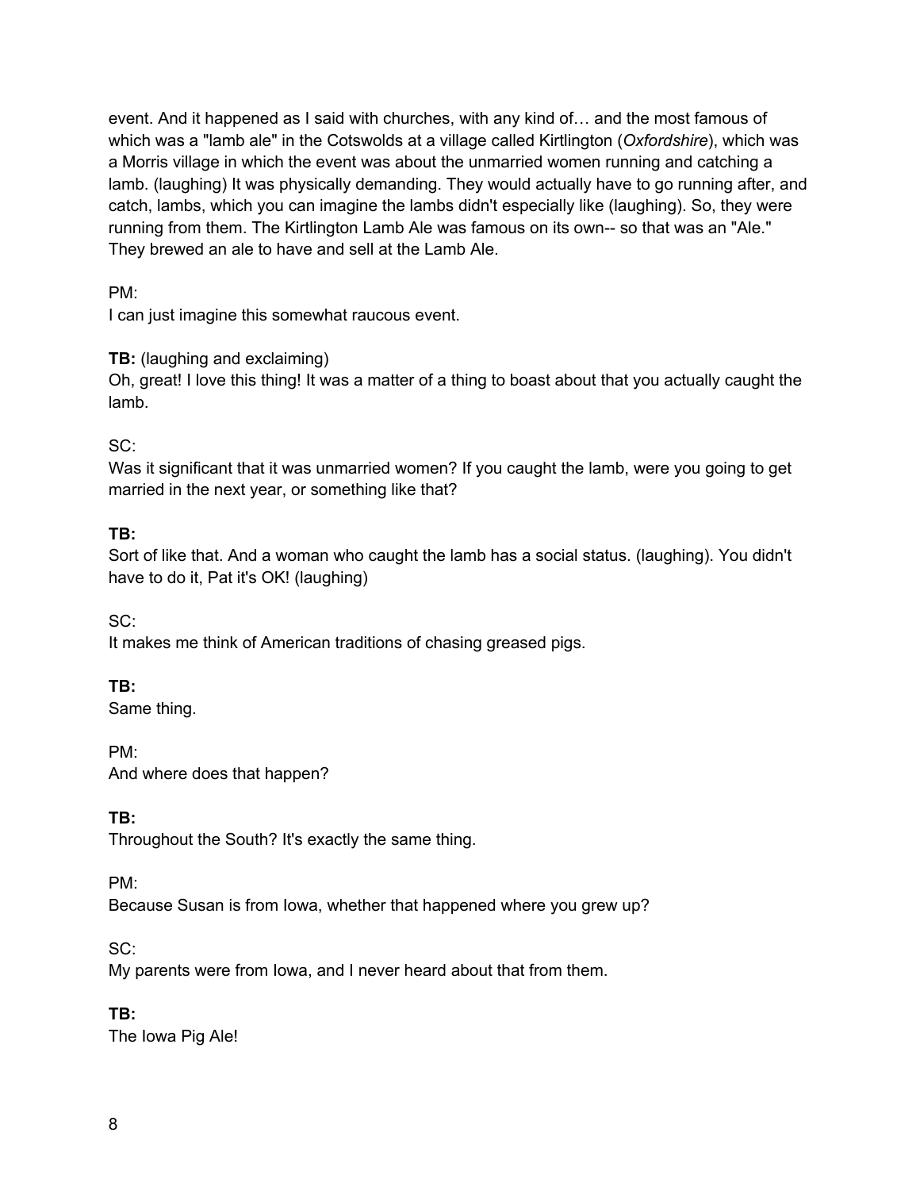event. And it happened as I said with churches, with any kind of… and the most famous of which was a "lamb ale" in the Cotswolds at a village called Kirtlington (*Oxfordshire*), which was a Morris village in which the event was about the unmarried women running and catching a lamb. (laughing) It was physically demanding. They would actually have to go running after, and catch, lambs, which you can imagine the lambs didn't especially like (laughing). So, they were running from them. The Kirtlington Lamb Ale was famous on its own-- so that was an "Ale." They brewed an ale to have and sell at the Lamb Ale.

PM:
I can just imagine this somewhat raucous event.

**TB:** (laughing and exclaiming)
Oh, great! I love this thing! It was a matter of a thing to boast about that you actually caught the lamb.

SC:
Was it significant that it was unmarried women? If you caught the lamb, were you going to get married in the next year, or something like that?

**TB:**
Sort of like that. And a woman who caught the lamb has a social status. (laughing). You didn't have to do it, Pat it's OK! (laughing)

SC:
It makes me think of American traditions of chasing greased pigs.

**TB:**
Same thing.

PM:
And where does that happen?

**TB:**
Throughout the South? It's exactly the same thing.

PM:
Because Susan is from Iowa, whether that happened where you grew up?

SC:
My parents were from Iowa, and I never heard about that from them.

**TB:**
The Iowa Pig Ale!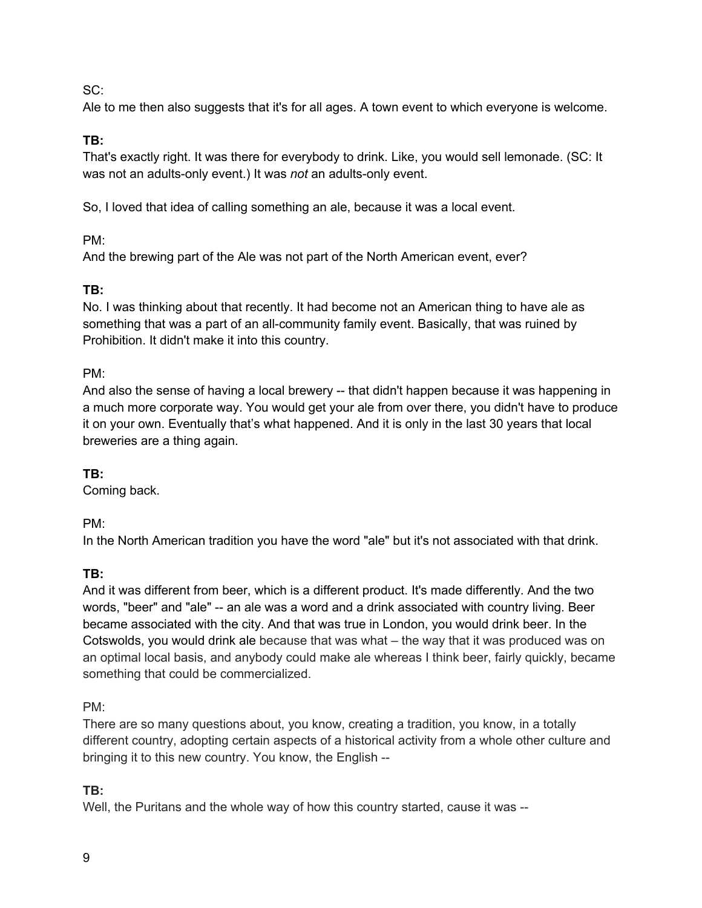SC:
Ale to me then also suggests that it's for all ages. A town event to which everyone is welcome.

**TB:**
That's exactly right. It was there for everybody to drink. Like, you would sell lemonade. (SC: It was not an adults-only event.) It was *not* an adults-only event.

So, I loved that idea of calling something an ale, because it was a local event.

PM:
And the brewing part of the Ale was not part of the North American event, ever?

**TB:**
No. I was thinking about that recently. It had become not an American thing to have ale as something that was a part of an all-community family event. Basically, that was ruined by Prohibition. It didn't make it into this country.

PM:
And also the sense of having a local brewery -- that didn't happen because it was happening in a much more corporate way. You would get your ale from over there, you didn't have to produce it on your own. Eventually that's what happened. And it is only in the last 30 years that local breweries are a thing again.

**TB:**
Coming back.

PM:
In the North American tradition you have the word "ale" but it's not associated with that drink.

**TB:**
And it was different from beer, which is a different product. It's made differently. And the two words, "beer" and "ale" -- an ale was a word and a drink associated with country living. Beer became associated with the city. And that was true in London, you would drink beer. In the Cotswolds, you would drink ale because that was what – the way that it was produced was on an optimal local basis, and anybody could make ale whereas I think beer, fairly quickly, became something that could be commercialized.

PM:
There are so many questions about, you know, creating a tradition, you know, in a totally different country, adopting certain aspects of a historical activity from a whole other culture and bringing it to this new country. You know, the English --

**TB:**
Well, the Puritans and the whole way of how this country started, cause it was --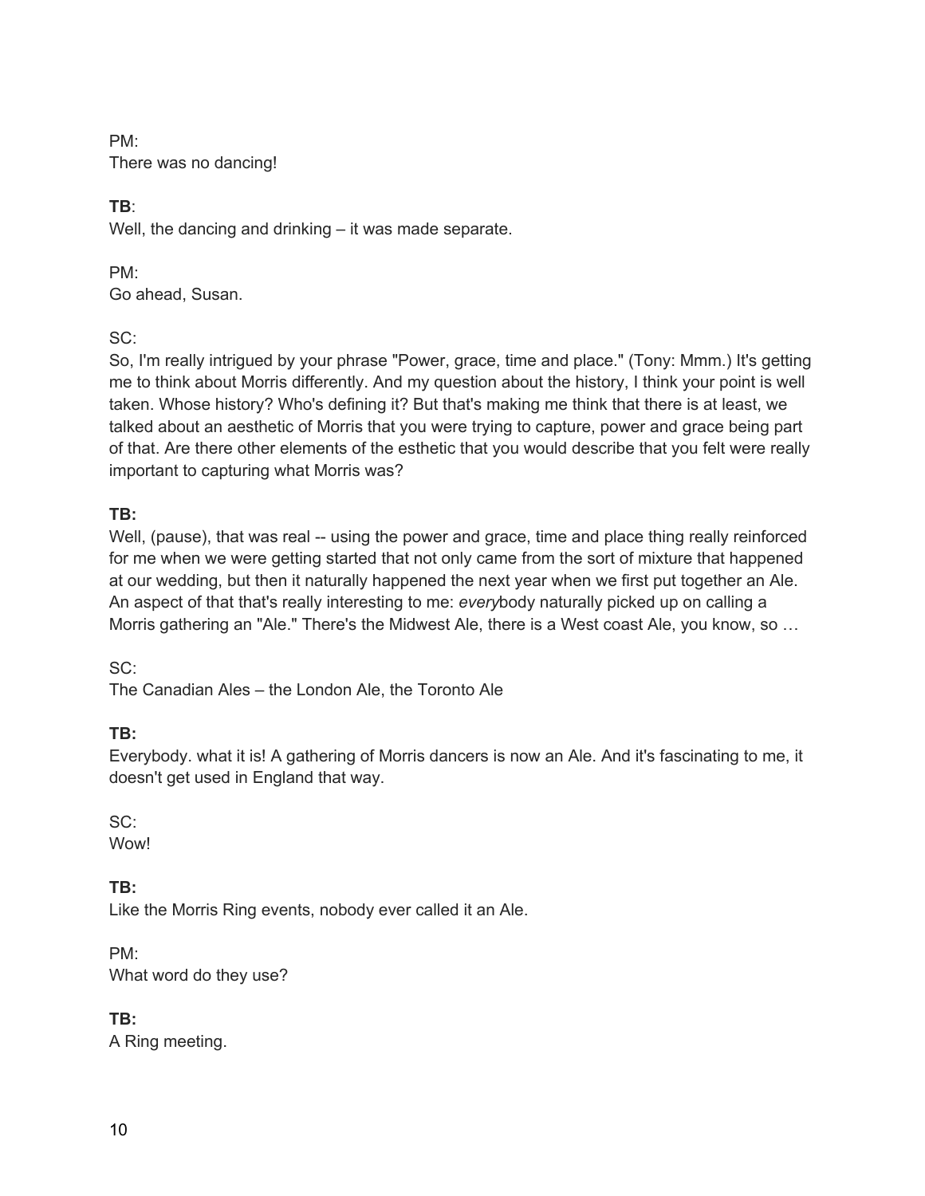PM:
There was no dancing!

**TB**:
Well, the dancing and drinking – it was made separate.

PM:
Go ahead, Susan.

SC:
So, I'm really intrigued by your phrase "Power, grace, time and place." (Tony: Mmm.) It's getting me to think about Morris differently. And my question about the history, I think your point is well taken. Whose history? Who's defining it? But that's making me think that there is at least, we talked about an aesthetic of Morris that you were trying to capture, power and grace being part of that. Are there other elements of the esthetic that you would describe that you felt were really important to capturing what Morris was?

**TB:**
Well, (pause), that was real -- using the power and grace, time and place thing really reinforced for me when we were getting started that not only came from the sort of mixture that happened at our wedding, but then it naturally happened the next year when we first put together an Ale. An aspect of that that's really interesting to me: *every*body naturally picked up on calling a Morris gathering an "Ale." There's the Midwest Ale, there is a West coast Ale, you know, so …

SC:
The Canadian Ales – the London Ale, the Toronto Ale

**TB:**
Everybody. what it is! A gathering of Morris dancers is now an Ale. And it's fascinating to me, it doesn't get used in England that way.

SC:
Wow!

**TB:**
Like the Morris Ring events, nobody ever called it an Ale.

PM:
What word do they use?

**TB:**
A Ring meeting.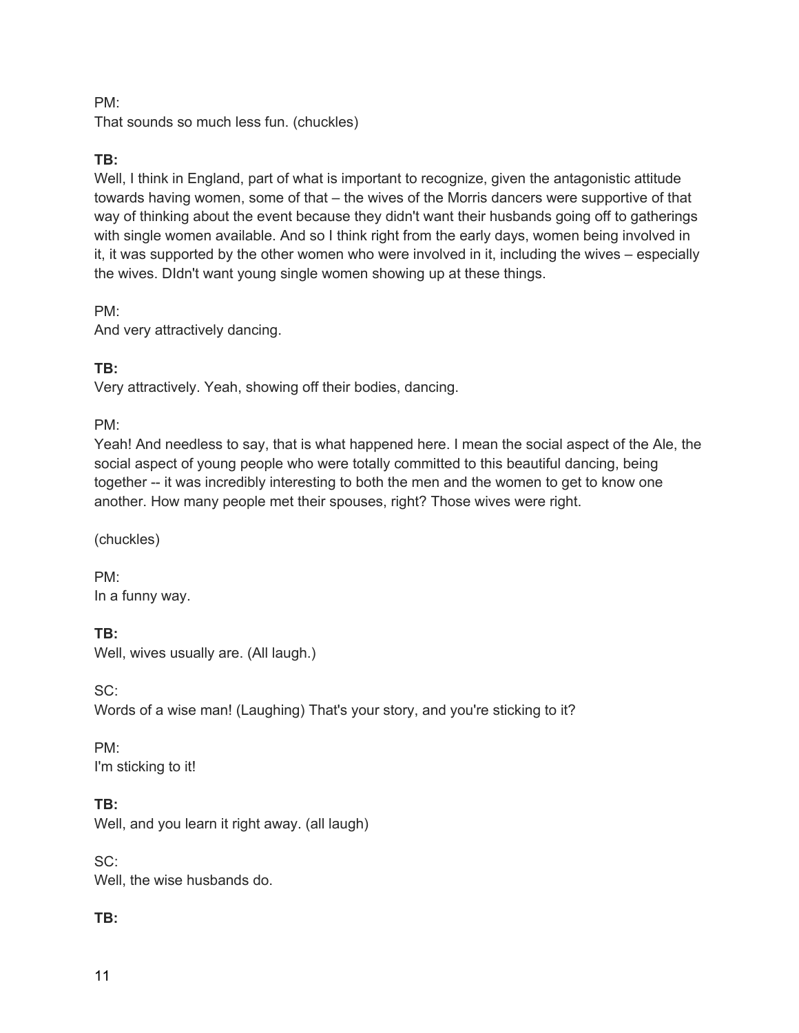PM:
That sounds so much less fun. (chuckles)

**TB:**
Well, I think in England, part of what is important to recognize, given the antagonistic attitude towards having women, some of that – the wives of the Morris dancers were supportive of that way of thinking about the event because they didn't want their husbands going off to gatherings with single women available. And so I think right from the early days, women being involved in it, it was supported by the other women who were involved in it, including the wives – especially the wives. DIdn't want young single women showing up at these things.

PM:
And very attractively dancing.

**TB:**
Very attractively. Yeah, showing off their bodies, dancing.

PM:
Yeah! And needless to say, that is what happened here. I mean the social aspect of the Ale, the social aspect of young people who were totally committed to this beautiful dancing, being together -- it was incredibly interesting to both the men and the women to get to know one another. How many people met their spouses, right? Those wives were right.

(chuckles)

PM:
In a funny way.

**TB:**
Well, wives usually are. (All laugh.)

SC:
Words of a wise man! (Laughing) That's your story, and you're sticking to it?

PM:
I'm sticking to it!

**TB:**
Well, and you learn it right away. (all laugh)

SC:
Well, the wise husbands do.

**TB:**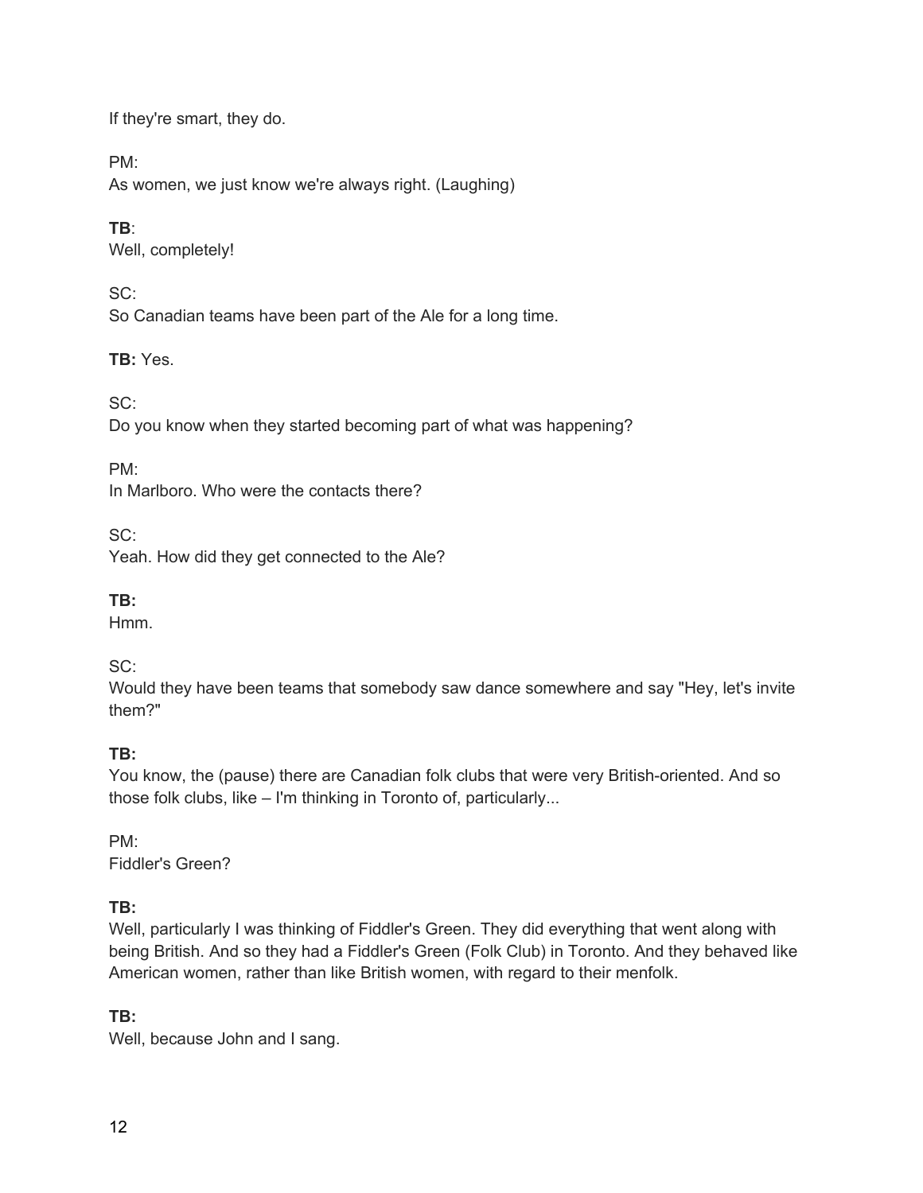If they're smart, they do.

PM:
As women, we just know we're always right. (Laughing)

**TB**:
Well, completely!

SC:
So Canadian teams have been part of the Ale for a long time.

**TB:** Yes.

SC:
Do you know when they started becoming part of what was happening?

PM:
In Marlboro. Who were the contacts there?

SC:
Yeah. How did they get connected to the Ale?

**TB:**
Hmm.

SC:
Would they have been teams that somebody saw dance somewhere and say "Hey, let's invite them?"

**TB:**
You know, the (pause) there are Canadian folk clubs that were very British-oriented. And so those folk clubs, like – I'm thinking in Toronto of, particularly...

PM:
Fiddler's Green?

**TB:**
Well, particularly I was thinking of Fiddler's Green. They did everything that went along with being British. And so they had a Fiddler's Green (Folk Club) in Toronto. And they behaved like American women, rather than like British women, with regard to their menfolk.

**TB:**
Well, because John and I sang.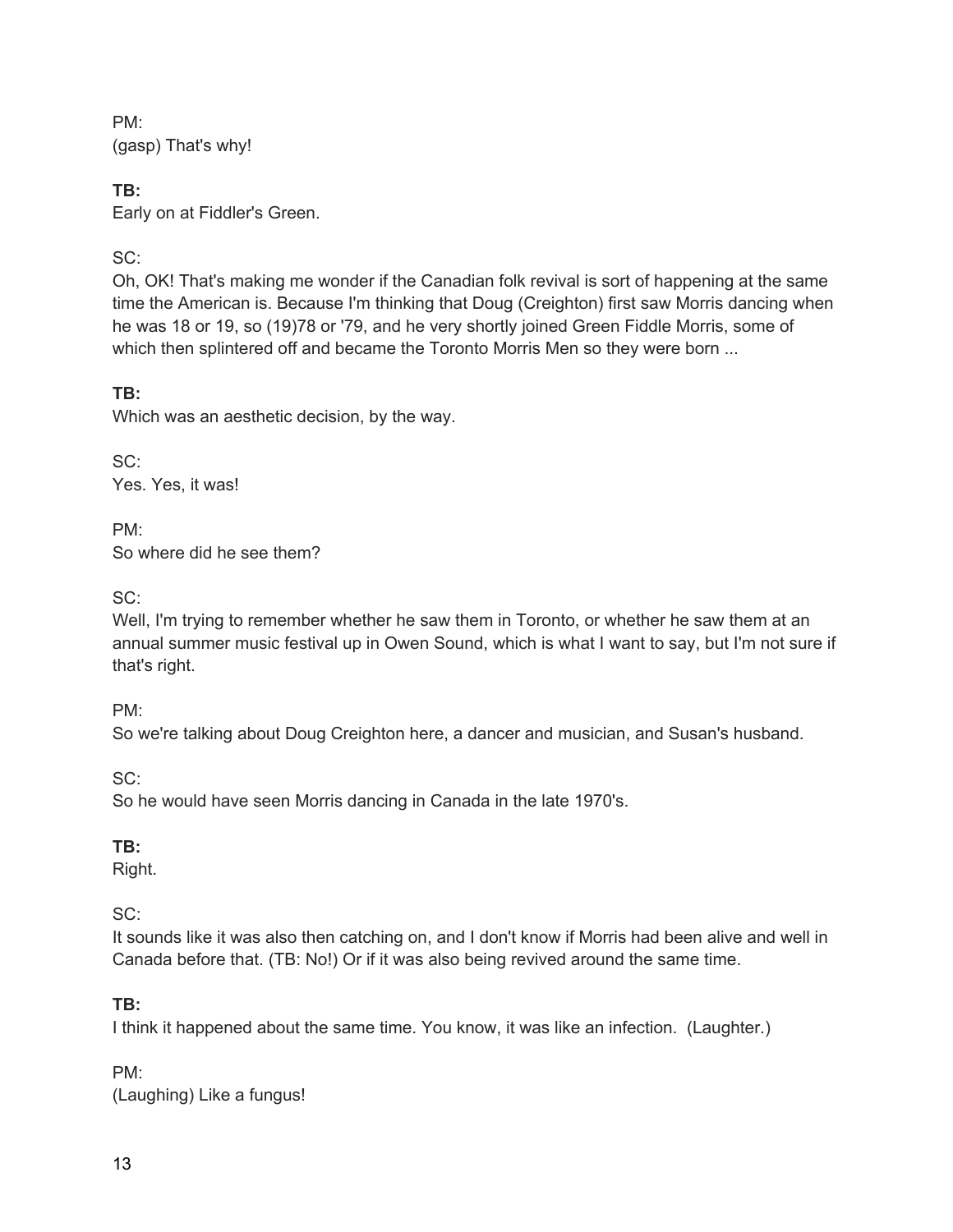PM:
(gasp) That's why!

**TB:**
Early on at Fiddler's Green.

SC:
Oh, OK! That's making me wonder if the Canadian folk revival is sort of happening at the same time the American is. Because I'm thinking that Doug (Creighton) first saw Morris dancing when he was 18 or 19, so (19)78 or '79, and he very shortly joined Green Fiddle Morris, some of which then splintered off and became the Toronto Morris Men so they were born ...

**TB:**
Which was an aesthetic decision, by the way.

SC:
Yes. Yes, it was!

PM:
So where did he see them?

SC:
Well, I'm trying to remember whether he saw them in Toronto, or whether he saw them at an annual summer music festival up in Owen Sound, which is what I want to say, but I'm not sure if that's right.

PM:
So we're talking about Doug Creighton here, a dancer and musician, and Susan's husband.

SC:
So he would have seen Morris dancing in Canada in the late 1970's.

**TB:**
Right.

SC:
It sounds like it was also then catching on, and I don't know if Morris had been alive and well in Canada before that. (TB: No!) Or if it was also being revived around the same time.

**TB:**
I think it happened about the same time. You know, it was like an infection. (Laughter.)

PM:
(Laughing) Like a fungus!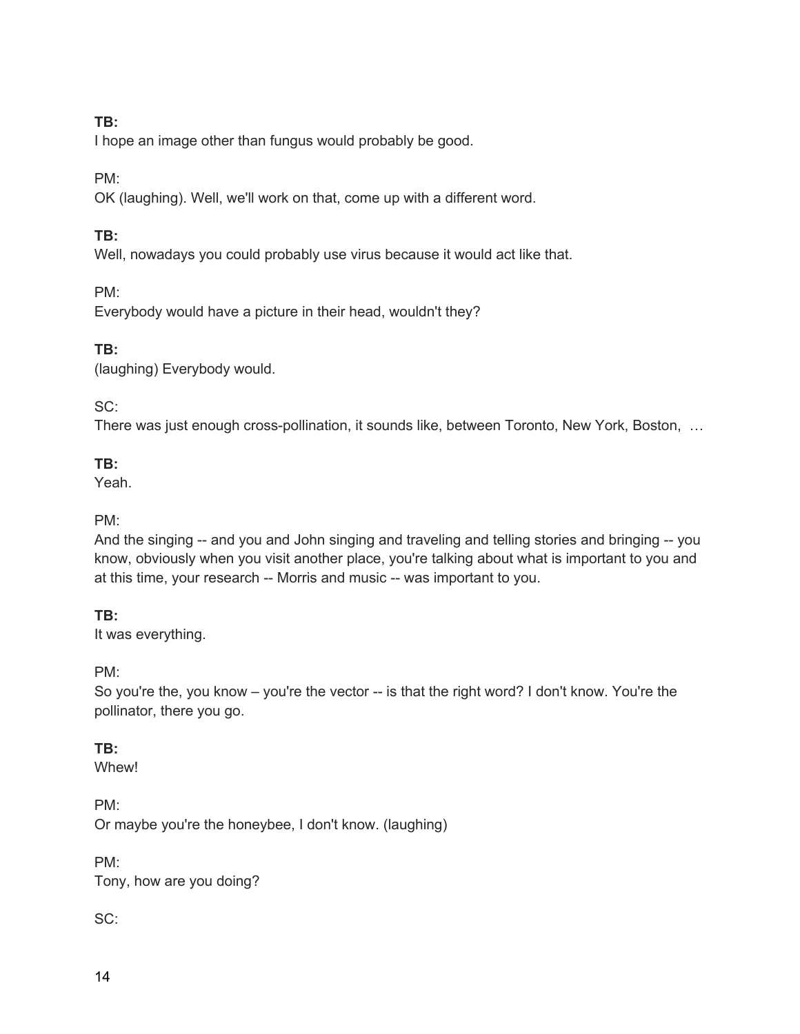**TB:**
I hope an image other than fungus would probably be good.

PM:
OK (laughing). Well, we'll work on that, come up with a different word.

**TB:**
Well, nowadays you could probably use virus because it would act like that.

PM:
Everybody would have a picture in their head, wouldn't they?

**TB:**
(laughing) Everybody would.

SC:
There was just enough cross-pollination, it sounds like, between Toronto, New York, Boston, …

**TB:**
Yeah.

PM:
And the singing -- and you and John singing and traveling and telling stories and bringing -- you know, obviously when you visit another place, you're talking about what is important to you and at this time, your research -- Morris and music -- was important to you.

**TB:**
It was everything.

PM:
So you're the, you know – you're the vector -- is that the right word? I don't know. You're the pollinator, there you go.

**TB:**
Whew!

PM:
Or maybe you're the honeybee, I don't know. (laughing)

PM:
Tony, how are you doing?

SC: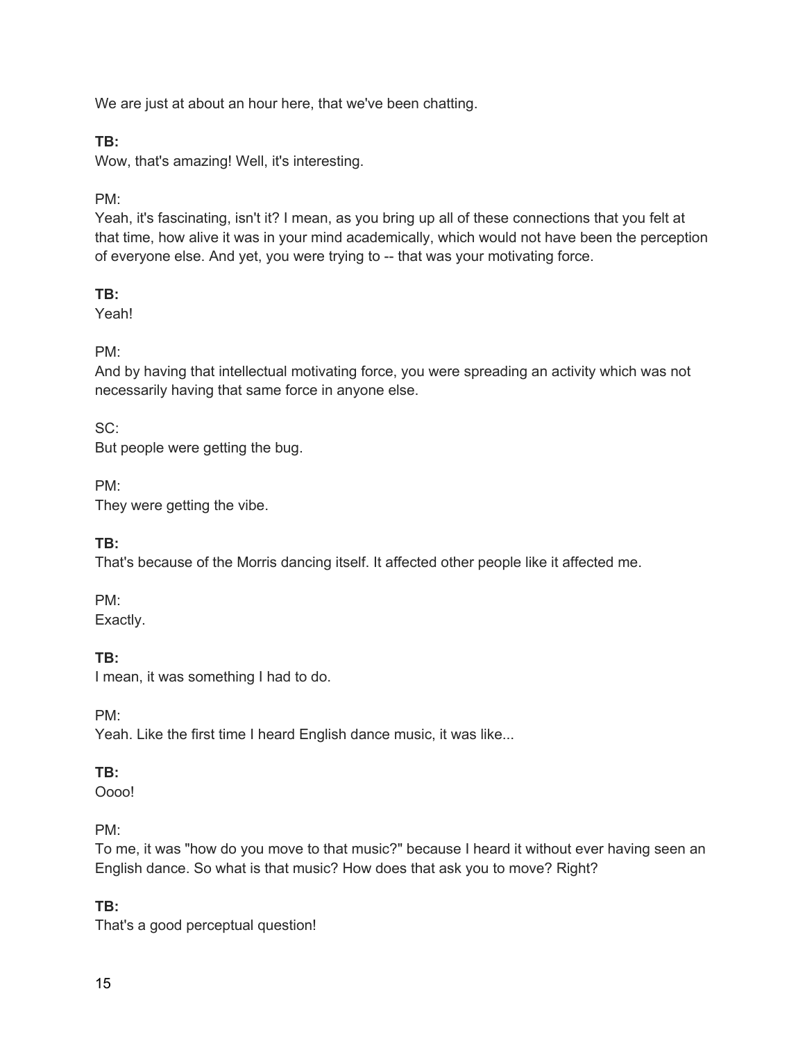We are just at about an hour here, that we've been chatting.

**TB:**
Wow, that's amazing! Well, it's interesting.

PM:
Yeah, it's fascinating, isn't it? I mean, as you bring up all of these connections that you felt at that time, how alive it was in your mind academically, which would not have been the perception of everyone else. And yet, you were trying to -- that was your motivating force.

**TB:**
Yeah!

PM:
And by having that intellectual motivating force, you were spreading an activity which was not necessarily having that same force in anyone else.

SC:
But people were getting the bug.

PM:
They were getting the vibe.

**TB:**
That's because of the Morris dancing itself. It affected other people like it affected me.

PM:
Exactly.

**TB:**
I mean, it was something I had to do.

PM:
Yeah. Like the first time I heard English dance music, it was like...

**TB:**
Oooo!

PM:
To me, it was "how do you move to that music?" because I heard it without ever having seen an English dance. So what is that music? How does that ask you to move? Right?

**TB:**
That's a good perceptual question!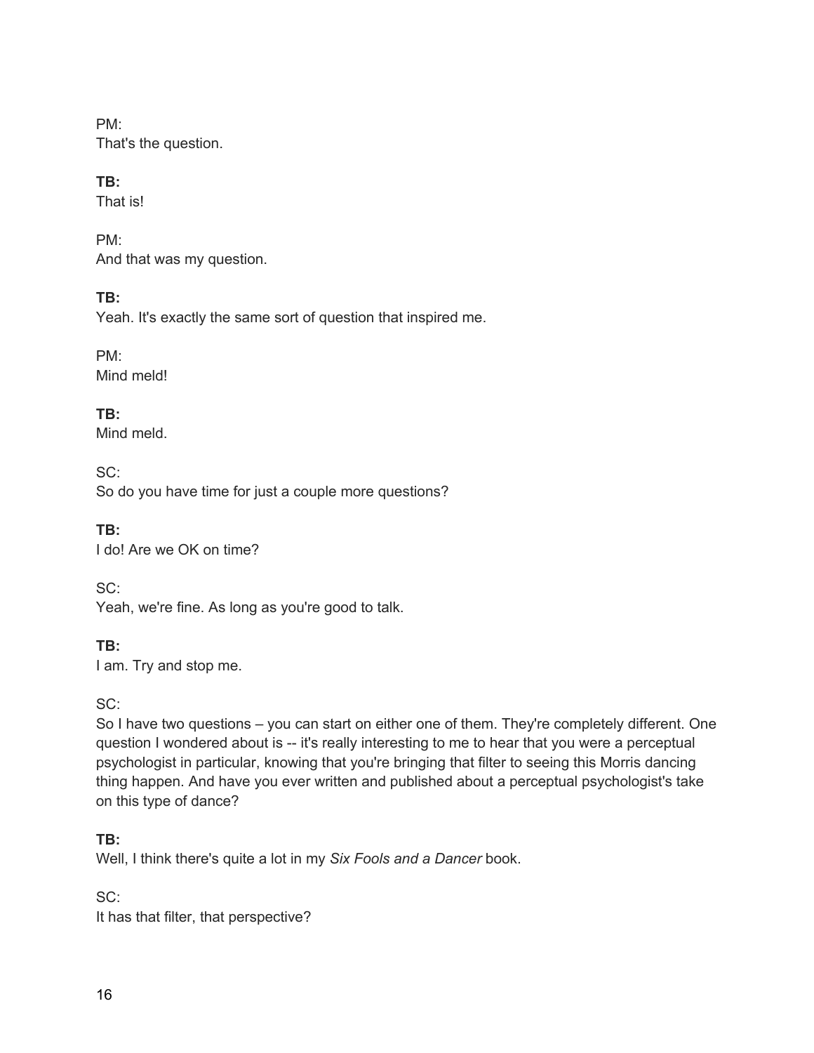PM:
That's the question.

**TB:**
That is!

PM:
And that was my question.

**TB:**
Yeah. It's exactly the same sort of question that inspired me.

PM:
Mind meld!

**TB:**
Mind meld.

SC:
So do you have time for just a couple more questions?

**TB:**
I do! Are we OK on time?

SC:
Yeah, we're fine. As long as you're good to talk.

**TB:**
I am. Try and stop me.

SC:
So I have two questions – you can start on either one of them. They're completely different. One question I wondered about is -- it's really interesting to me to hear that you were a perceptual psychologist in particular, knowing that you're bringing that filter to seeing this Morris dancing thing happen. And have you ever written and published about a perceptual psychologist's take on this type of dance?

**TB:**
Well, I think there's quite a lot in my *Six Fools and a Dancer* book.

SC:
It has that filter, that perspective?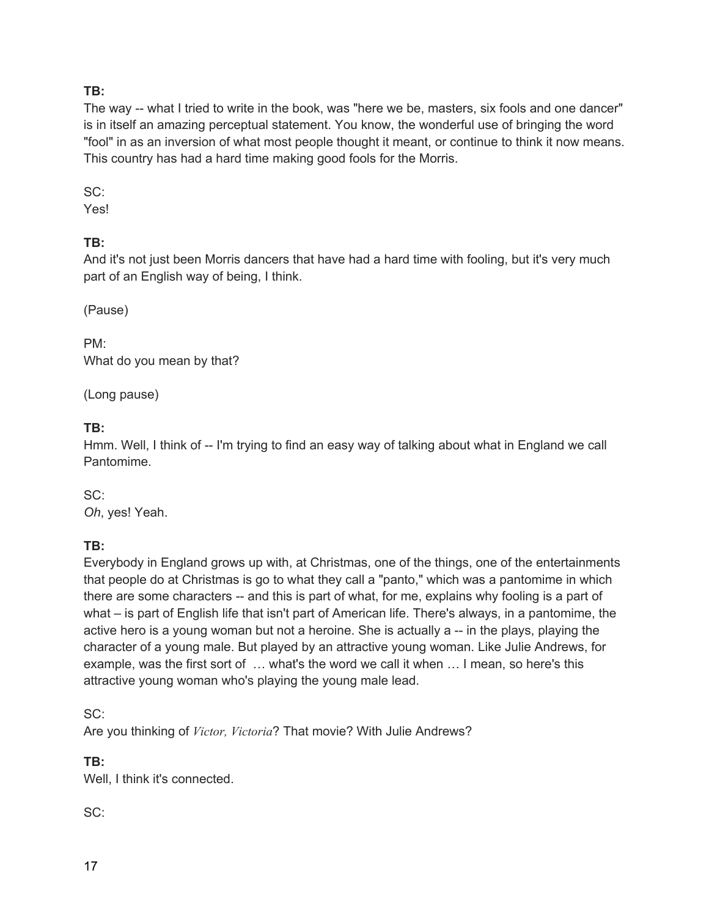**TB:**
The way -- what I tried to write in the book, was "here we be, masters, six fools and one dancer" is in itself an amazing perceptual statement. You know, the wonderful use of bringing the word "fool" in as an inversion of what most people thought it meant, or continue to think it now means. This country has had a hard time making good fools for the Morris.

SC:
Yes!

**TB:**
And it's not just been Morris dancers that have had a hard time with fooling, but it's very much part of an English way of being, I think.

(Pause)

PM:
What do you mean by that?

(Long pause)

**TB:**
Hmm. Well, I think of -- I'm trying to find an easy way of talking about what in England we call Pantomime.

SC:
*Oh*, yes! Yeah.

**TB:**
Everybody in England grows up with, at Christmas, one of the things, one of the entertainments that people do at Christmas is go to what they call a "panto," which was a pantomime in which there are some characters -- and this is part of what, for me, explains why fooling is a part of what – is part of English life that isn't part of American life. There's always, in a pantomime, the active hero is a young woman but not a heroine. She is actually a -- in the plays, playing the character of a young male. But played by an attractive young woman. Like Julie Andrews, for example, was the first sort of … what's the word we call it when … I mean, so here's this attractive young woman who's playing the young male lead.

SC:
Are you thinking of *Victor, Victoria*? That movie? With Julie Andrews?

**TB:**
Well, I think it's connected.

SC: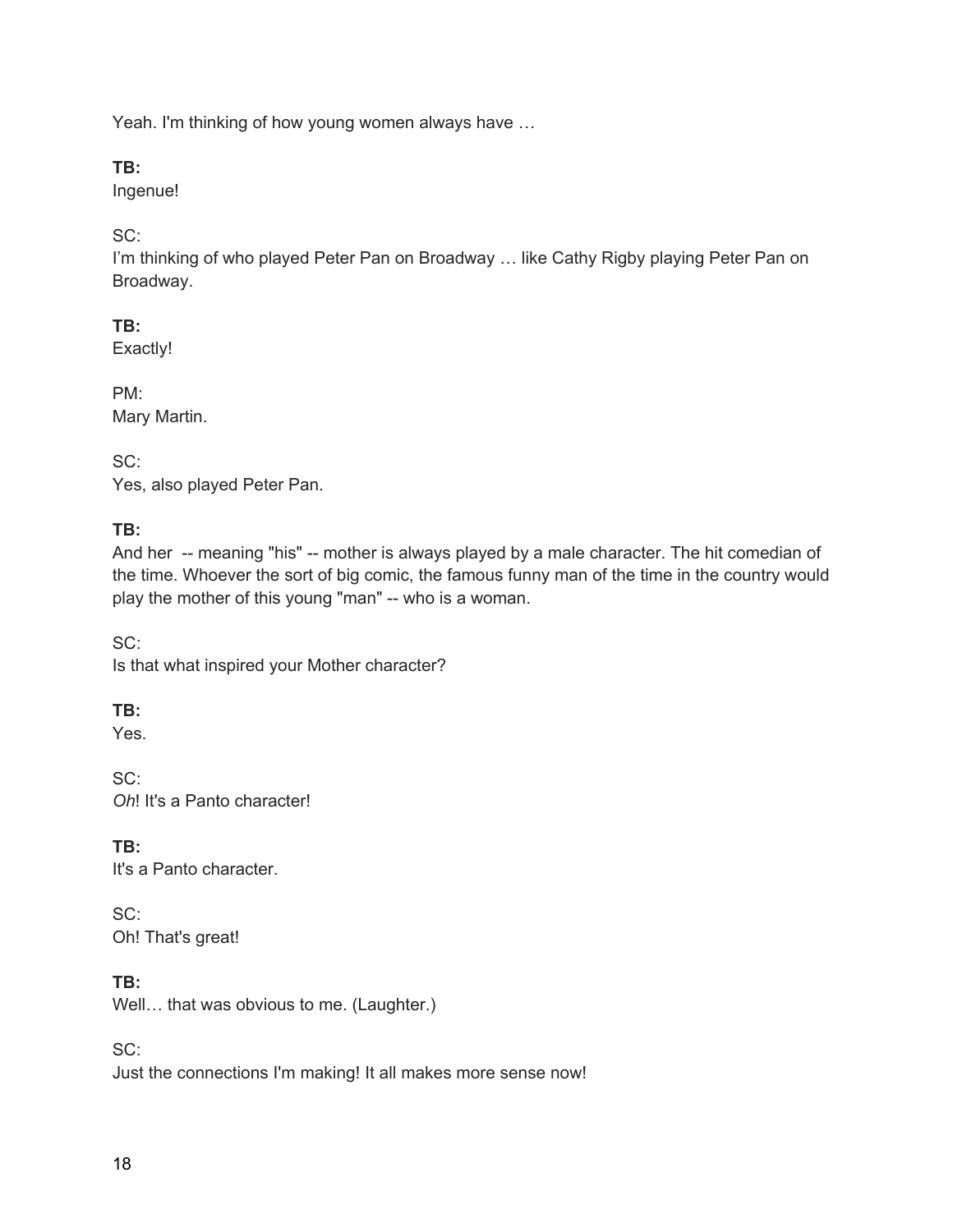Yeah. I'm thinking of how young women always have …

**TB:**
Ingenue!

SC:
I'm thinking of who played Peter Pan on Broadway … like Cathy Rigby playing Peter Pan on Broadway.

**TB:**
Exactly!

PM:
Mary Martin.

SC:
Yes, also played Peter Pan.

**TB:**
And her -- meaning "his" -- mother is always played by a male character. The hit comedian of the time. Whoever the sort of big comic, the famous funny man of the time in the country would play the mother of this young "man" -- who is a woman.

SC:
Is that what inspired your Mother character?

**TB:**
Yes.

SC:
*Oh*! It's a Panto character!

**TB:**
It's a Panto character.

SC:
Oh! That's great!

**TB:**
Well… that was obvious to me. (Laughter.)

SC:
Just the connections I'm making! It all makes more sense now!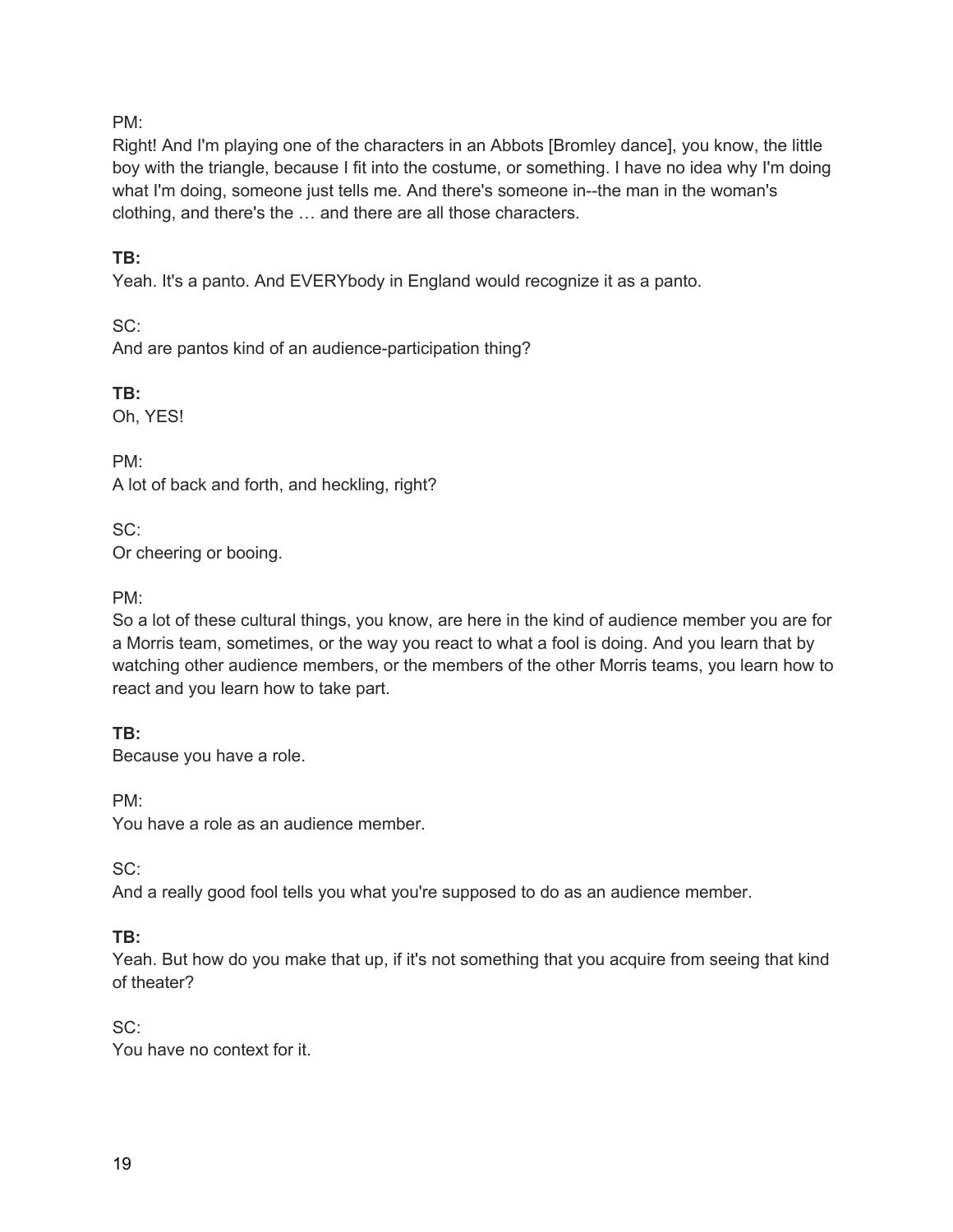PM:
Right! And I'm playing one of the characters in an Abbots [Bromley dance], you know, the little boy with the triangle, because I fit into the costume, or something. I have no idea why I'm doing what I'm doing, someone just tells me. And there's someone in--the man in the woman's clothing, and there's the … and there are all those characters.

**TB:**
Yeah. It's a panto. And EVERYbody in England would recognize it as a panto.

SC:
And are pantos kind of an audience-participation thing?

**TB:**
Oh, YES!

PM:
A lot of back and forth, and heckling, right?

SC:
Or cheering or booing.

PM:
So a lot of these cultural things, you know, are here in the kind of audience member you are for a Morris team, sometimes, or the way you react to what a fool is doing. And you learn that by watching other audience members, or the members of the other Morris teams, you learn how to react and you learn how to take part.

**TB:**
Because you have a role.

PM:
You have a role as an audience member.

SC:
And a really good fool tells you what you're supposed to do as an audience member.

**TB:**
Yeah. But how do you make that up, if it's not something that you acquire from seeing that kind of theater?

SC:
You have no context for it.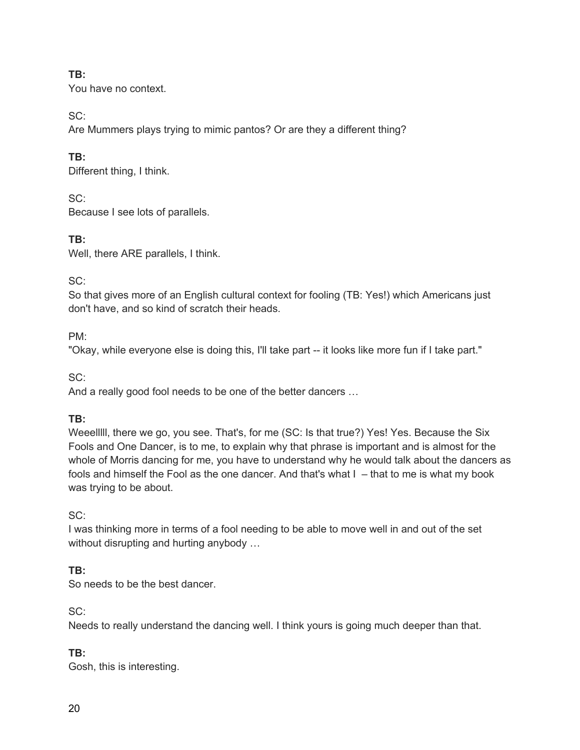**TB:**
You have no context.

SC:
Are Mummers plays trying to mimic pantos? Or are they a different thing?

**TB:**
Different thing, I think.

SC:
Because I see lots of parallels.

**TB:**
Well, there ARE parallels, I think.

SC:
So that gives more of an English cultural context for fooling (TB: Yes!) which Americans just don't have, and so kind of scratch their heads.

PM:
"Okay, while everyone else is doing this, I'll take part -- it looks like more fun if I take part."

SC:
And a really good fool needs to be one of the better dancers …

**TB:**
Weeelllll, there we go, you see. That's, for me (SC: Is that true?) Yes! Yes. Because the Six Fools and One Dancer, is to me, to explain why that phrase is important and is almost for the whole of Morris dancing for me, you have to understand why he would talk about the dancers as fools and himself the Fool as the one dancer. And that's what I – that to me is what my book was trying to be about.

SC:
I was thinking more in terms of a fool needing to be able to move well in and out of the set without disrupting and hurting anybody …

**TB:**
So needs to be the best dancer.

SC:
Needs to really understand the dancing well. I think yours is going much deeper than that.

**TB:**
Gosh, this is interesting.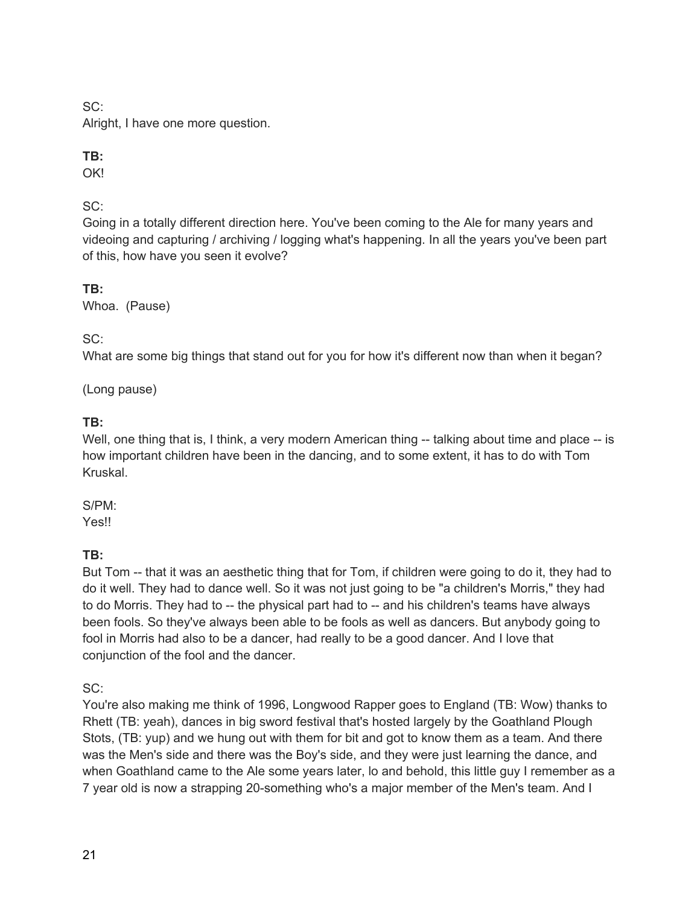SC:
Alright, I have one more question.

**TB:**
OK!

SC:
Going in a totally different direction here. You've been coming to the Ale for many years and videoing and capturing / archiving / logging what's happening. In all the years you've been part of this, how have you seen it evolve?

**TB:**
Whoa. (Pause)

SC:
What are some big things that stand out for you for how it's different now than when it began?

(Long pause)

**TB:**
Well, one thing that is, I think, a very modern American thing -- talking about time and place -- is how important children have been in the dancing, and to some extent, it has to do with Tom Kruskal.

S/PM:
Yes!!

**TB:**
But Tom -- that it was an aesthetic thing that for Tom, if children were going to do it, they had to do it well. They had to dance well. So it was not just going to be "a children's Morris," they had to do Morris. They had to -- the physical part had to -- and his children's teams have always been fools. So they've always been able to be fools as well as dancers. But anybody going to fool in Morris had also to be a dancer, had really to be a good dancer. And I love that conjunction of the fool and the dancer.

SC:
You're also making me think of 1996, Longwood Rapper goes to England (TB: Wow) thanks to Rhett (TB: yeah), dances in big sword festival that's hosted largely by the Goathland Plough Stots, (TB: yup) and we hung out with them for bit and got to know them as a team. And there was the Men's side and there was the Boy's side, and they were just learning the dance, and when Goathland came to the Ale some years later, lo and behold, this little guy I remember as a 7 year old is now a strapping 20-something who's a major member of the Men's team. And I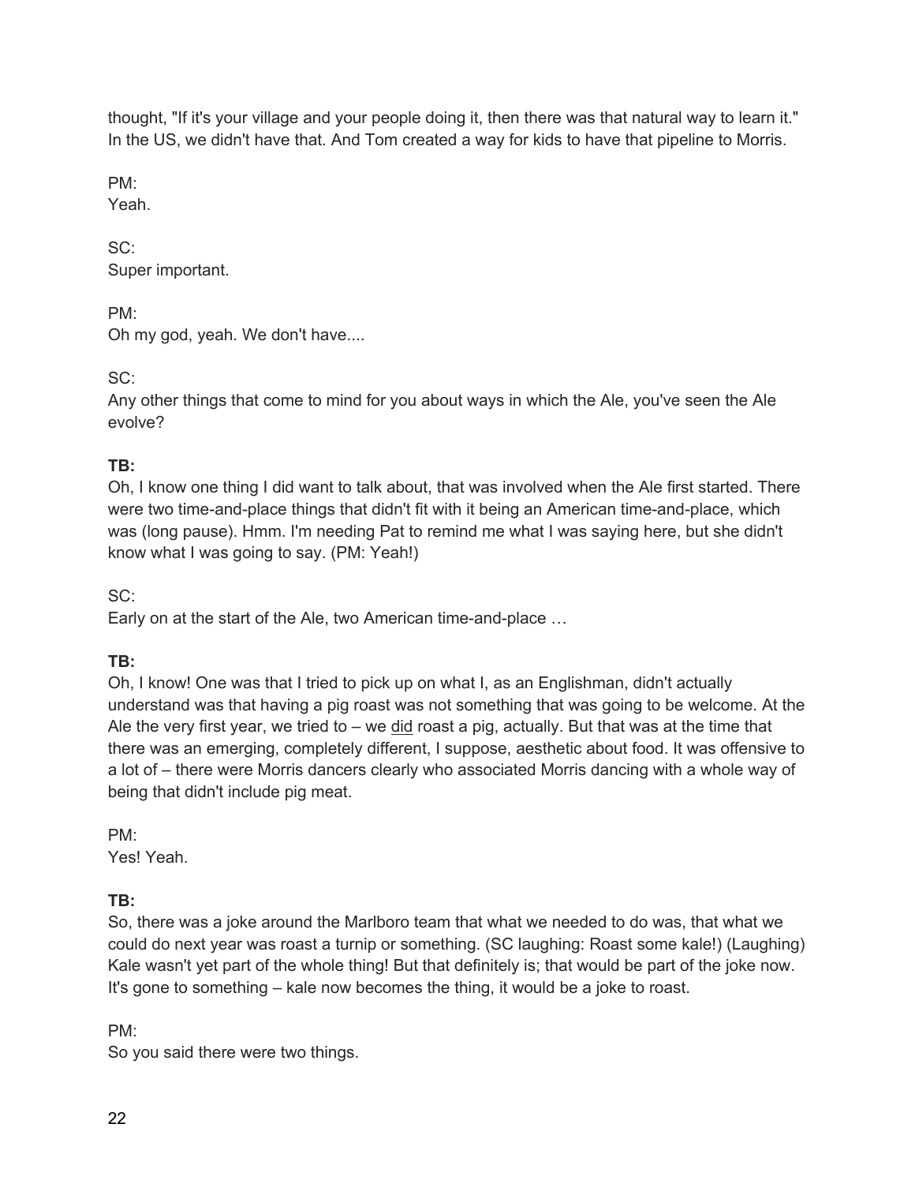thought, "If it's your village and your people doing it, then there was that natural way to learn it." In the US, we didn't have that. And Tom created a way for kids to have that pipeline to Morris.

PM:
Yeah.

SC:
Super important.

PM:
Oh my god, yeah. We don't have....

SC:
Any other things that come to mind for you about ways in which the Ale, you've seen the Ale evolve?

**TB:**
Oh, I know one thing I did want to talk about, that was involved when the Ale first started. There were two time-and-place things that didn't fit with it being an American time-and-place, which was (long pause). Hmm. I'm needing Pat to remind me what I was saying here, but she didn't know what I was going to say. (PM: Yeah!)

SC:
Early on at the start of the Ale, two American time-and-place …

**TB:**
Oh, I know! One was that I tried to pick up on what I, as an Englishman, didn't actually understand was that having a pig roast was not something that was going to be welcome. At the Ale the very first year, we tried to – we <u>did</u> roast a pig, actually. But that was at the time that there was an emerging, completely different, I suppose, aesthetic about food. It was offensive to a lot of – there were Morris dancers clearly who associated Morris dancing with a whole way of being that didn't include pig meat.

PM:
Yes! Yeah.

**TB:**
So, there was a joke around the Marlboro team that what we needed to do was, that what we could do next year was roast a turnip or something. (SC laughing: Roast some kale!) (Laughing) Kale wasn't yet part of the whole thing! But that definitely is; that would be part of the joke now. It's gone to something – kale now becomes the thing, it would be a joke to roast.

PM:
So you said there were two things.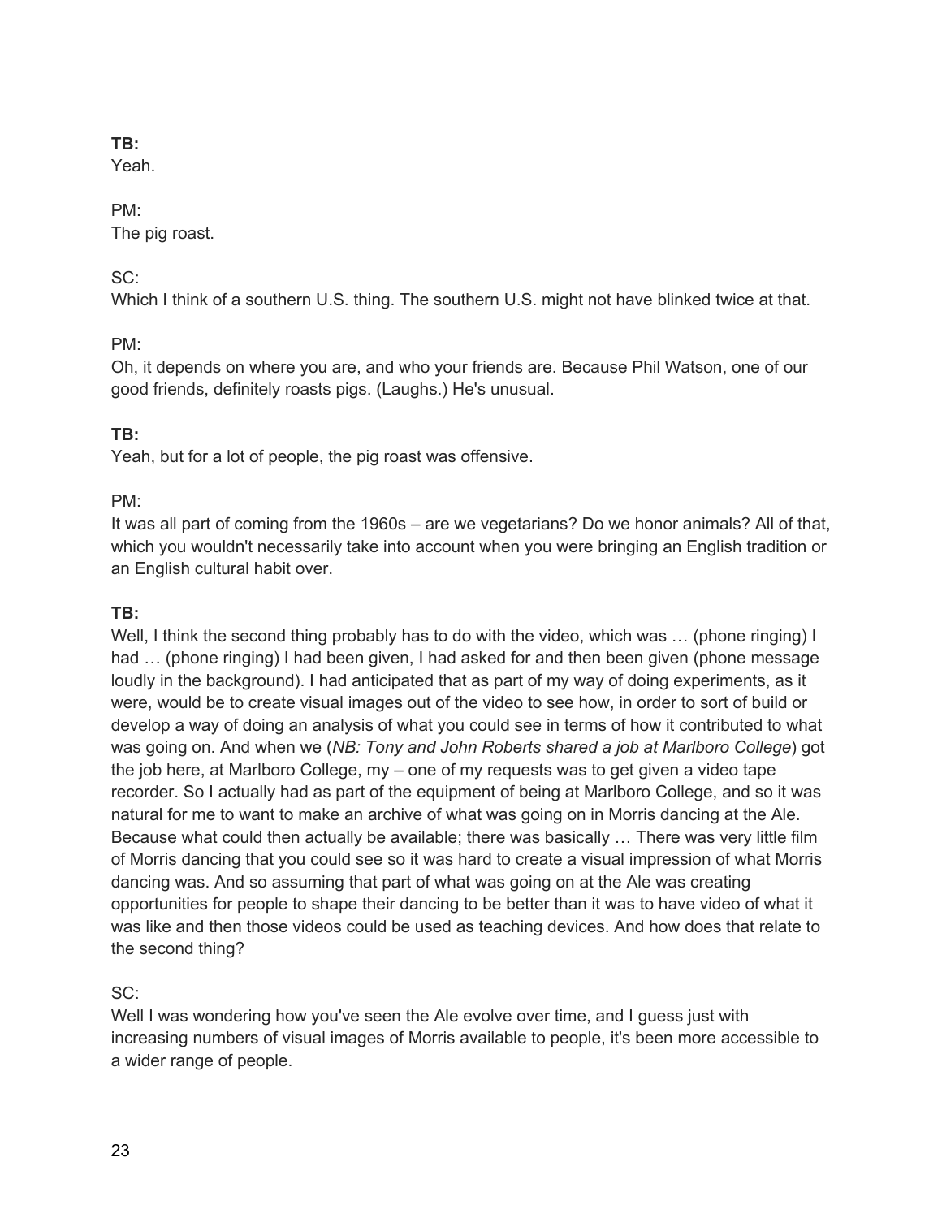**TB:**
Yeah.

PM:
The pig roast.

SC:
Which I think of a southern U.S. thing. The southern U.S. might not have blinked twice at that.

PM:
Oh, it depends on where you are, and who your friends are. Because Phil Watson, one of our good friends, definitely roasts pigs. (Laughs.) He's unusual.

**TB:**
Yeah, but for a lot of people, the pig roast was offensive.

PM:
It was all part of coming from the 1960s – are we vegetarians? Do we honor animals? All of that, which you wouldn't necessarily take into account when you were bringing an English tradition or an English cultural habit over.

**TB:**
Well, I think the second thing probably has to do with the video, which was … (phone ringing) I had … (phone ringing) I had been given, I had asked for and then been given (phone message loudly in the background). I had anticipated that as part of my way of doing experiments, as it were, would be to create visual images out of the video to see how, in order to sort of build or develop a way of doing an analysis of what you could see in terms of how it contributed to what was going on. And when we (*NB: Tony and John Roberts shared a job at Marlboro College*) got the job here, at Marlboro College, my – one of my requests was to get given a video tape recorder. So I actually had as part of the equipment of being at Marlboro College, and so it was natural for me to want to make an archive of what was going on in Morris dancing at the Ale. Because what could then actually be available; there was basically … There was very little film of Morris dancing that you could see so it was hard to create a visual impression of what Morris dancing was. And so assuming that part of what was going on at the Ale was creating opportunities for people to shape their dancing to be better than it was to have video of what it was like and then those videos could be used as teaching devices. And how does that relate to the second thing?

SC:
Well I was wondering how you've seen the Ale evolve over time, and I guess just with increasing numbers of visual images of Morris available to people, it's been more accessible to a wider range of people.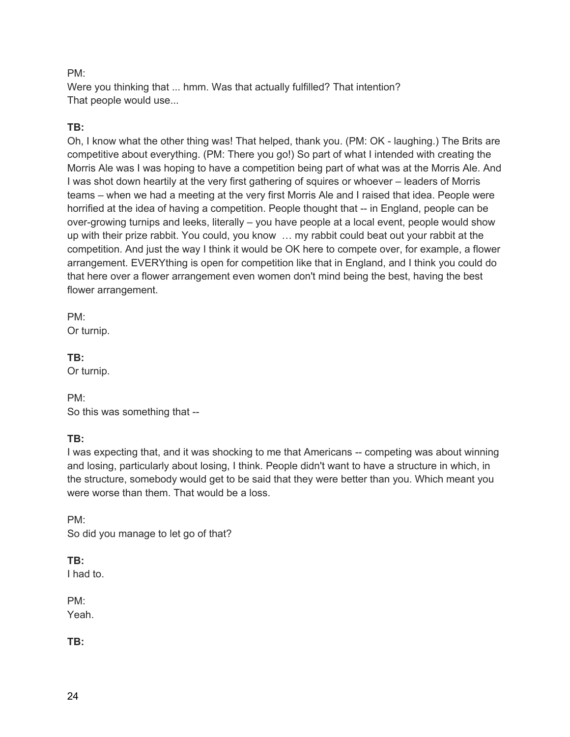PM:
Were you thinking that ... hmm. Was that actually fulfilled? That intention?
That people would use...

**TB:**
Oh, I know what the other thing was! That helped, thank you. (PM: OK - laughing.) The Brits are competitive about everything. (PM: There you go!) So part of what I intended with creating the Morris Ale was I was hoping to have a competition being part of what was at the Morris Ale. And I was shot down heartily at the very first gathering of squires or whoever – leaders of Morris teams – when we had a meeting at the very first Morris Ale and I raised that idea. People were horrified at the idea of having a competition. People thought that -- in England, people can be over-growing turnips and leeks, literally – you have people at a local event, people would show up with their prize rabbit. You could, you know … my rabbit could beat out your rabbit at the competition. And just the way I think it would be OK here to compete over, for example, a flower arrangement. EVERYthing is open for competition like that in England, and I think you could do that here over a flower arrangement even women don't mind being the best, having the best flower arrangement.

PM:
Or turnip.

**TB:**
Or turnip.

PM:
So this was something that --

**TB:**
I was expecting that, and it was shocking to me that Americans -- competing was about winning and losing, particularly about losing, I think. People didn't want to have a structure in which, in the structure, somebody would get to be said that they were better than you. Which meant you were worse than them. That would be a loss.

PM:
So did you manage to let go of that?

**TB:**
I had to.

PM:
Yeah.

**TB:**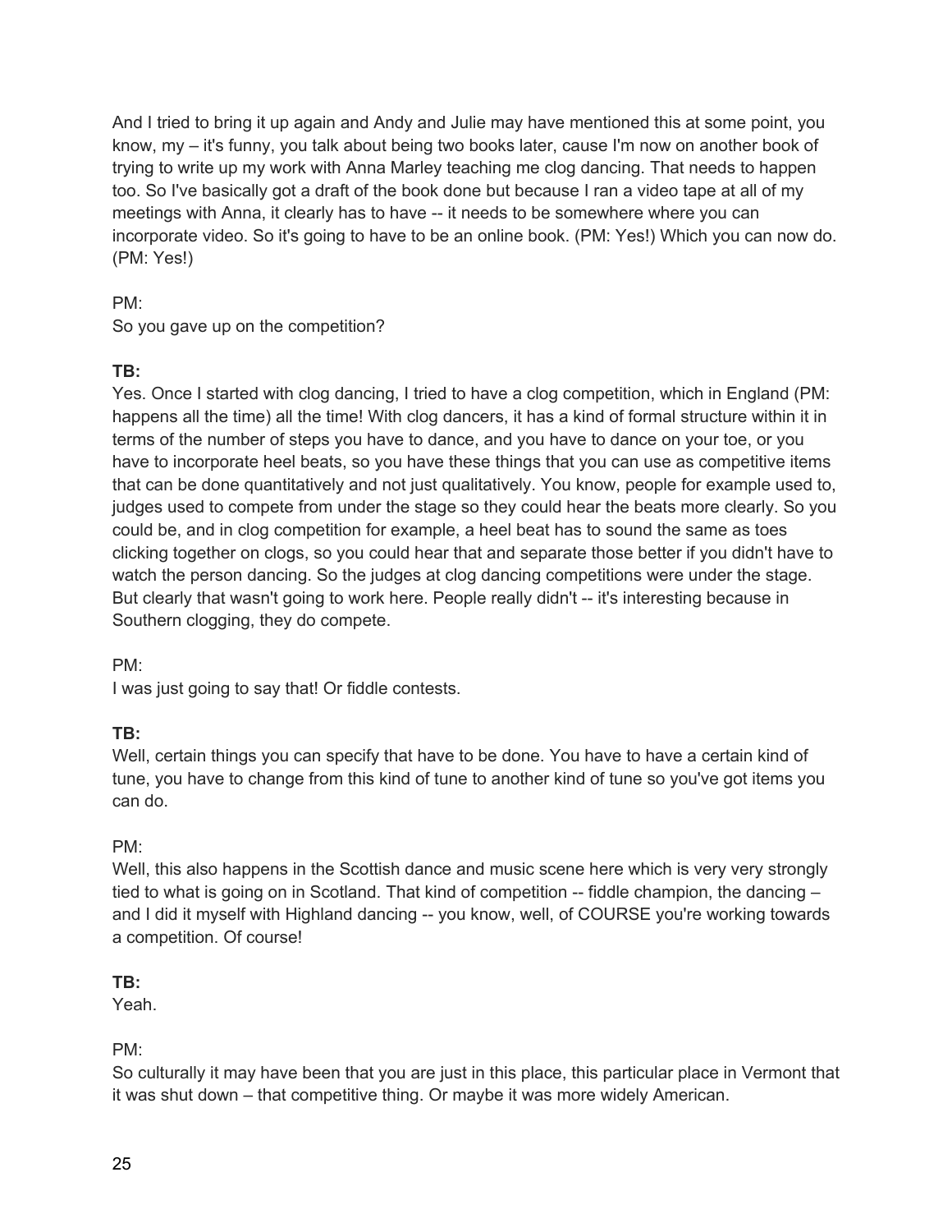And I tried to bring it up again and Andy and Julie may have mentioned this at some point, you know, my – it's funny, you talk about being two books later, cause I'm now on another book of trying to write up my work with Anna Marley teaching me clog dancing. That needs to happen too. So I've basically got a draft of the book done but because I ran a video tape at all of my meetings with Anna, it clearly has to have -- it needs to be somewhere where you can incorporate video. So it's going to have to be an online book. (PM: Yes!) Which you can now do. (PM: Yes!)

PM:
So you gave up on the competition?

**TB:**
Yes. Once I started with clog dancing, I tried to have a clog competition, which in England (PM: happens all the time) all the time! With clog dancers, it has a kind of formal structure within it in terms of the number of steps you have to dance, and you have to dance on your toe, or you have to incorporate heel beats, so you have these things that you can use as competitive items that can be done quantitatively and not just qualitatively. You know, people for example used to, judges used to compete from under the stage so they could hear the beats more clearly. So you could be, and in clog competition for example, a heel beat has to sound the same as toes clicking together on clogs, so you could hear that and separate those better if you didn't have to watch the person dancing. So the judges at clog dancing competitions were under the stage. But clearly that wasn't going to work here. People really didn't -- it's interesting because in Southern clogging, they do compete.

PM:
I was just going to say that! Or fiddle contests.

**TB:**
Well, certain things you can specify that have to be done. You have to have a certain kind of tune, you have to change from this kind of tune to another kind of tune so you've got items you can do.

PM:
Well, this also happens in the Scottish dance and music scene here which is very very strongly tied to what is going on in Scotland. That kind of competition -- fiddle champion, the dancing – and I did it myself with Highland dancing -- you know, well, of COURSE you're working towards a competition. Of course!

**TB:**
Yeah.

PM:
So culturally it may have been that you are just in this place, this particular place in Vermont that it was shut down – that competitive thing. Or maybe it was more widely American.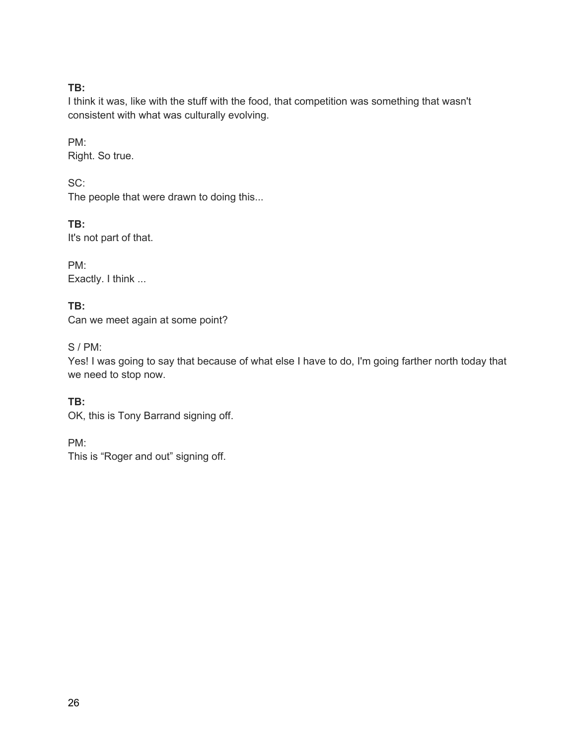**TB:**
I think it was, like with the stuff with the food, that competition was something that wasn't consistent with what was culturally evolving.

PM:
Right. So true.

SC:
The people that were drawn to doing this...

**TB:**
It's not part of that.

PM:
Exactly. I think ...

**TB:**
Can we meet again at some point?

S / PM:
Yes! I was going to say that because of what else I have to do, I'm going farther north today that we need to stop now.

**TB:**
OK, this is Tony Barrand signing off.

PM:
This is “Roger and out” signing off.